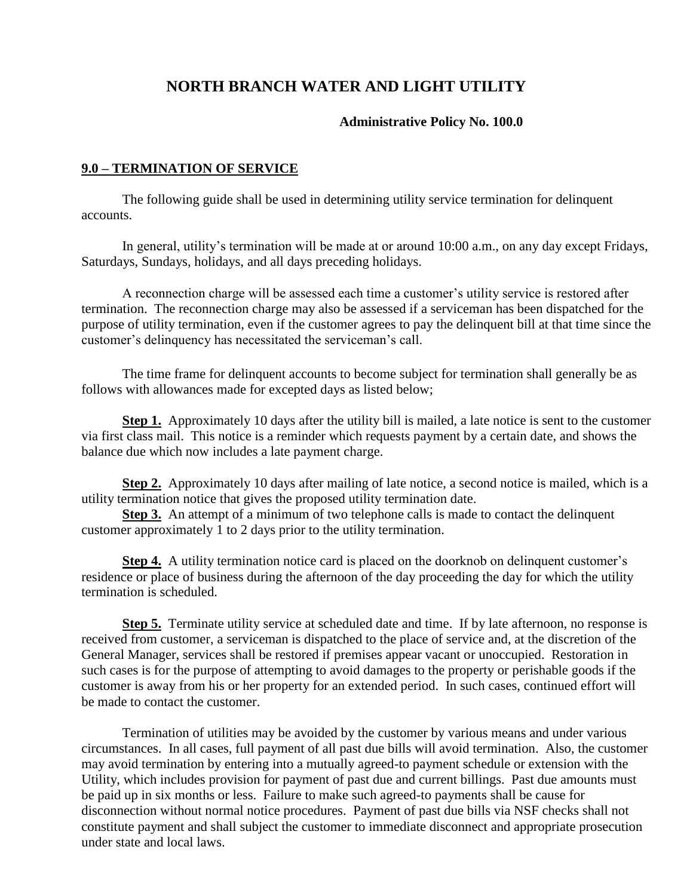# NORTH BRANCH WATER AND LIGHT UTILITY

**Administrative Policy No. 100.0**

## 9.0 – TERMINATION OF SERVICE

The following guide shall be used in determining utility service termination for delinquent accounts.

In general, utility's termination will be made at or around 10:00 a.m., on any day except Fridays, Saturdays, Sundays, holidays, and all days preceding holidays.

A reconnection charge will be assessed each time a customer's utility service is restored after termination. The reconnection charge may also be assessed if a serviceman has been dispatched for the purpose of utility termination, even if the customer agrees to pay the delinquent bill at that time since the customer's delinquency has necessitated the serviceman's call.

The time frame for delinquent accounts to become subject for termination shall generally be as follows with allowances made for excepted days as listed below;

**Step 1.** Approximately 10 days after the utility bill is mailed, a late notice is sent to the customer via first class mail. This notice is a reminder which requests payment by a certain date, and shows the balance due which now includes a late payment charge.

**Step 2.** Approximately 10 days after mailing of late notice, a second notice is mailed, which is a utility termination notice that gives the proposed utility termination date.

**Step 3.** An attempt of a minimum of two telephone calls is made to contact the delinquent customer approximately 1 to 2 days prior to the utility termination.

**Step 4.** A utility termination notice card is placed on the doorknob on delinquent customer's residence or place of business during the afternoon of the day proceeding the day for which the utility termination is scheduled.

**Step 5.** Terminate utility service at scheduled date and time. If by late afternoon, no response is received from customer, a serviceman is dispatched to the place of service and, at the discretion of the General Manager, services shall be restored if premises appear vacant or unoccupied. Restoration in such cases is for the purpose of attempting to avoid damages to the property or perishable goods if the customer is away from his or her property for an extended period. In such cases, continued effort will be made to contact the customer.

Termination of utilities may be avoided by the customer by various means and under various circumstances. In all cases, full payment of all past due bills will avoid termination. Also, the customer may avoid termination by entering into a mutually agreed-to payment schedule or extension with the Utility, which includes provision for payment of past due and current billings. Past due amounts must be paid up in six months or less. Failure to make such agreed-to payments shall be cause for disconnection without normal notice procedures. Payment of past due bills via NSF checks shall not constitute payment and shall subject the customer to immediate disconnect and appropriate prosecution under state and local laws.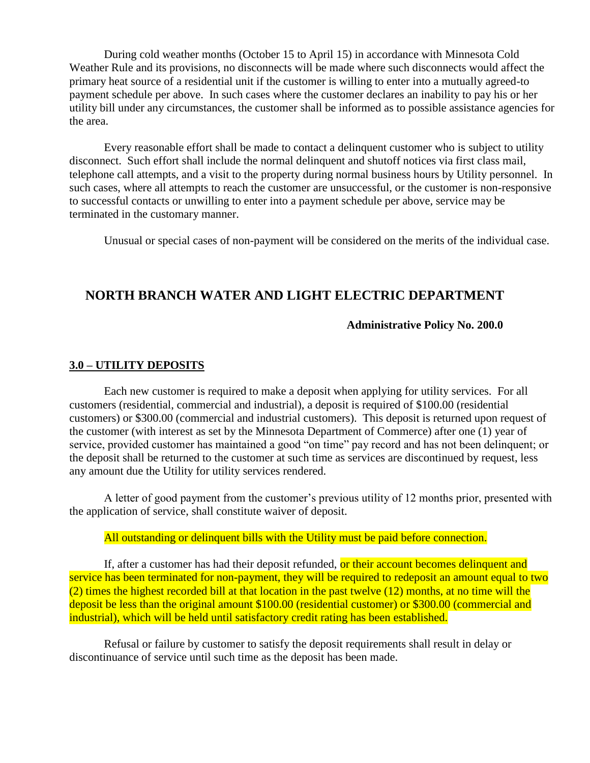During cold weather months (October 15 to April 15) in accordance with Minnesota Cold Weather Rule and its provisions, no disconnects will be made where such disconnects would affect the primary heat source of a residential unit if the customer is willing to enter into a mutually agreed-to payment schedule per above. In such cases where the customer declares an inability to pay his or her utility bill under any circumstances, the customer shall be informed as to possible assistance agencies for the area.

Every reasonable effort shall be made to contact a delinquent customer who is subject to utility disconnect. Such effort shall include the normal delinquent and shutoff notices via first class mail, telephone call attempts, and a visit to the property during normal business hours by Utility personnel. In such cases, where all attempts to reach the customer are unsuccessful, or the customer is non-responsive to successful contacts or unwilling to enter into a payment schedule per above, service may be terminated in the customary manner.

Unusual or special cases of non-payment will be considered on the merits of the individual case.

## NORTH BRANCH WATER AND LIGHT ELECTRIC DEPARTMENT

**Administrative Policy No. 200.0**

### 3.0 – UTILITY DEPOSITS

Each new customer is required to make a deposit when applying for utility services. For all customers (residential, commercial and industrial), a deposit is required of $100.00 (residential customers) or $300.00 (commercial and industrial customers). This deposit is returned upon request of the customer (with interest as set by the Minnesota Department of Commerce) after one (1) year of service, provided customer has maintained a good "on time" pay record and has not been delinquent; or the deposit shall be returned to the customer at such time as services are discontinued by request, less any amount due the Utility for utility services rendered.

A letter of good payment from the customer's previous utility of 12 months prior, presented with the application of service, shall constitute waiver of deposit.

All outstanding or delinquent bills with the Utility must be paid before connection.

If, after a customer has had their deposit refunded, or their account becomes delinquent and service has been terminated for non-payment, they will be required to redeposit an amount equal to two (2) times the highest recorded bill at that location in the past twelve (12) months, at no time will the deposit be less than the original amount $100.00 (residential customer) or $300.00 (commercial and industrial), which will be held until satisfactory credit rating has been established.

Refusal or failure by customer to satisfy the deposit requirements shall result in delay or discontinuance of service until such time as the deposit has been made.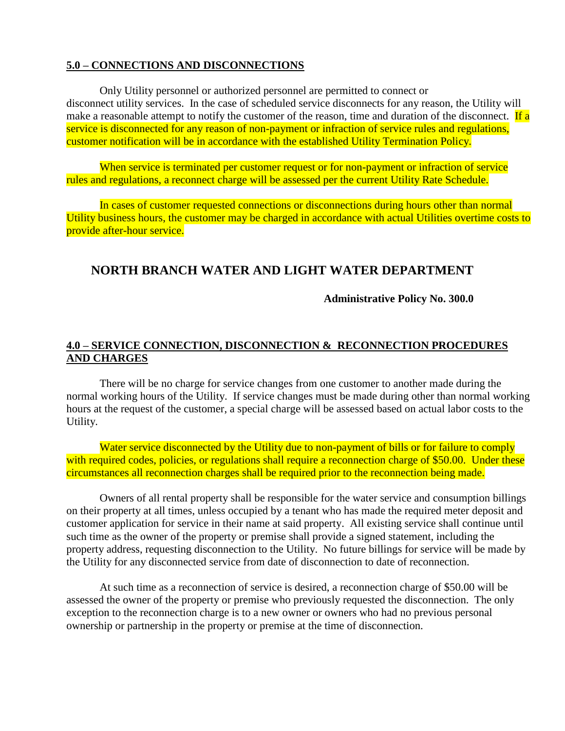**5.0 – CONNECTIONS AND DISCONNECTIONS**

Only Utility personnel or authorized personnel are permitted to connect or disconnect utility services. In the case of scheduled service disconnects for any reason, the Utility will make a reasonable attempt to notify the customer of the reason, time and duration of the disconnect. If a service is disconnected for any reason of non-payment or infraction of service rules and regulations, customer notification will be in accordance with the established Utility Termination Policy.

When service is terminated per customer request or for non-payment or infraction of service rules and regulations, a reconnect charge will be assessed per the current Utility Rate Schedule.

In cases of customer requested connections or disconnections during hours other than normal Utility business hours, the customer may be charged in accordance with actual Utilities overtime costs to provide after-hour service.

## NORTH BRANCH WATER AND LIGHT WATER DEPARTMENT

**Administrative Policy No. 300.0**

**4.0 – SERVICE CONNECTION, DISCONNECTION & RECONNECTION PROCEDURES AND CHARGES**

There will be no charge for service changes from one customer to another made during the normal working hours of the Utility. If service changes must be made during other than normal working hours at the request of the customer, a special charge will be assessed based on actual labor costs to the Utility.

Water service disconnected by the Utility due to non-payment of bills or for failure to comply with required codes, policies, or regulations shall require a reconnection charge of $50.00. Under these circumstances all reconnection charges shall be required prior to the reconnection being made.

Owners of all rental property shall be responsible for the water service and consumption billings on their property at all times, unless occupied by a tenant who has made the required meter deposit and customer application for service in their name at said property. All existing service shall continue until such time as the owner of the property or premise shall provide a signed statement, including the property address, requesting disconnection to the Utility. No future billings for service will be made by the Utility for any disconnected service from date of disconnection to date of reconnection.

At such time as a reconnection of service is desired, a reconnection charge of $50.00 will be assessed the owner of the property or premise who previously requested the disconnection. The only exception to the reconnection charge is to a new owner or owners who had no previous personal ownership or partnership in the property or premise at the time of disconnection.